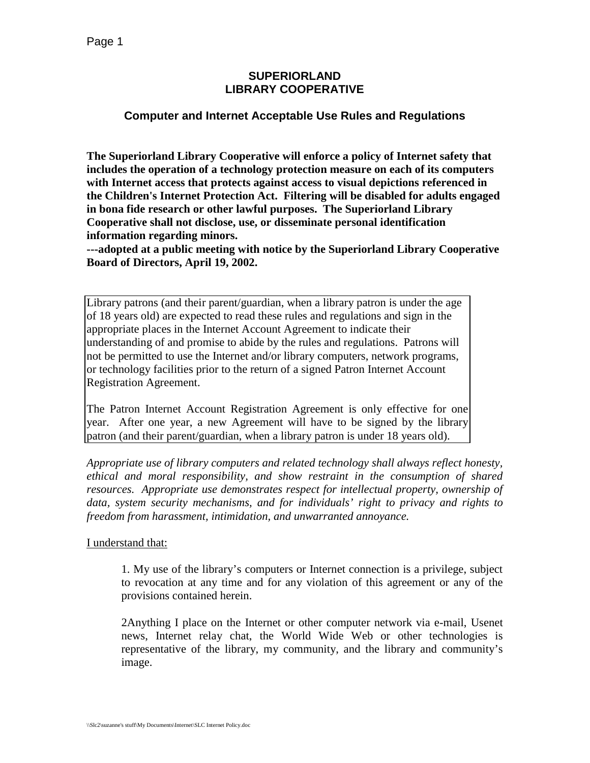# SUPERIORLAND LIBRARY COOPERATIVE

## Computer and Internet Acceptable Use Rules and Regulations

**The Superiorland Library Cooperative will enforce a policy of Internet safety that includes the operation of a technology protection measure on each of its computers with Internet access that protects against access to visual depictions referenced in the Children's Internet Protection Act. Filtering will be disabled for adults engaged in bona fide research or other lawful purposes. The Superiorland Library Cooperative shall not disclose, use, or disseminate personal identification information regarding minors.**
**---adopted at a public meeting with notice by the Superiorland Library Cooperative Board of Directors, April 19, 2002.**

Library patrons (and their parent/guardian, when a library patron is under the age of 18 years old) are expected to read these rules and regulations and sign in the appropriate places in the Internet Account Agreement to indicate their understanding of and promise to abide by the rules and regulations. Patrons will not be permitted to use the Internet and/or library computers, network programs, or technology facilities prior to the return of a signed Patron Internet Account Registration Agreement.

The Patron Internet Account Registration Agreement is only effective for one year. After one year, a new Agreement will have to be signed by the library patron (and their parent/guardian, when a library patron is under 18 years old).

*Appropriate use of library computers and related technology shall always reflect honesty, ethical and moral responsibility, and show restraint in the consumption of shared resources. Appropriate use demonstrates respect for intellectual property, ownership of data, system security mechanisms, and for individuals' right to privacy and rights to freedom from harassment, intimidation, and unwarranted annoyance.*

<u>I understand that:</u>

1. My use of the library's computers or Internet connection is a privilege, subject to revocation at any time and for any violation of this agreement or any of the provisions contained herein.

2Anything I place on the Internet or other computer network via e-mail, Usenet news, Internet relay chat, the World Wide Web or other technologies is representative of the library, my community, and the library and community's image.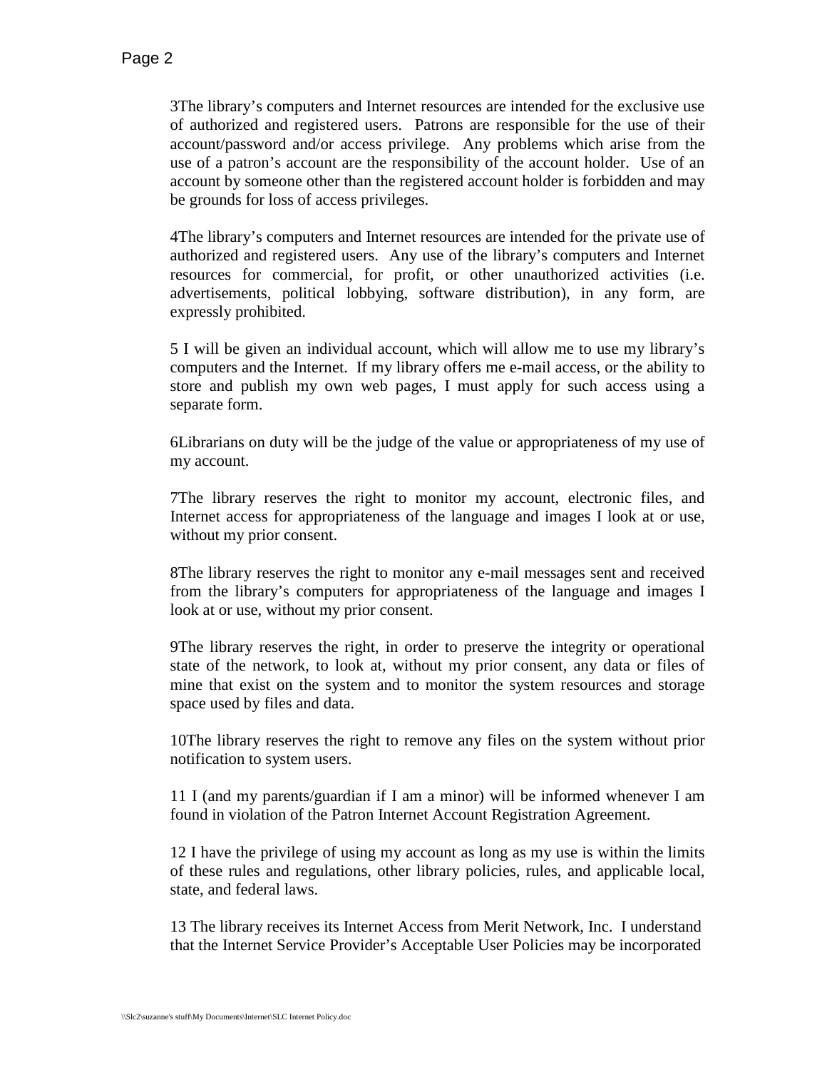3The library's computers and Internet resources are intended for the exclusive use of authorized and registered users. Patrons are responsible for the use of their account/password and/or access privilege. Any problems which arise from the use of a patron's account are the responsibility of the account holder. Use of an account by someone other than the registered account holder is forbidden and may be grounds for loss of access privileges.

4The library's computers and Internet resources are intended for the private use of authorized and registered users. Any use of the library's computers and Internet resources for commercial, for profit, or other unauthorized activities (i.e. advertisements, political lobbying, software distribution), in any form, are expressly prohibited.

5 I will be given an individual account, which will allow me to use my library's computers and the Internet. If my library offers me e-mail access, or the ability to store and publish my own web pages, I must apply for such access using a separate form.

6Librarians on duty will be the judge of the value or appropriateness of my use of my account.

7The library reserves the right to monitor my account, electronic files, and Internet access for appropriateness of the language and images I look at or use, without my prior consent.

8The library reserves the right to monitor any e-mail messages sent and received from the library's computers for appropriateness of the language and images I look at or use, without my prior consent.

9The library reserves the right, in order to preserve the integrity or operational state of the network, to look at, without my prior consent, any data or files of mine that exist on the system and to monitor the system resources and storage space used by files and data.

10The library reserves the right to remove any files on the system without prior notification to system users.

11 I (and my parents/guardian if I am a minor) will be informed whenever I am found in violation of the Patron Internet Account Registration Agreement.

12 I have the privilege of using my account as long as my use is within the limits of these rules and regulations, other library policies, rules, and applicable local, state, and federal laws.

13 The library receives its Internet Access from Merit Network, Inc. I understand that the Internet Service Provider's Acceptable User Policies may be incorporated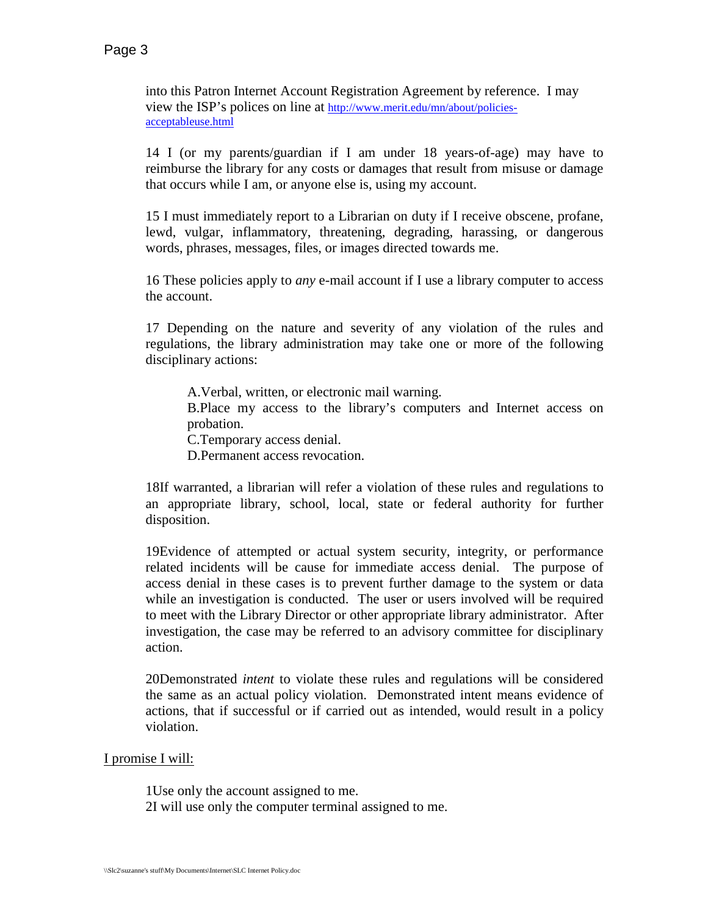into this Patron Internet Account Registration Agreement by reference. I may view the ISP's polices on line at [http://www.merit.edu/mn/about/policies-acceptableuse.html](http://www.merit.edu/mn/about/policies-acceptableuse.html)

14 I (or my parents/guardian if I am under 18 years-of-age) may have to reimburse the library for any costs or damages that result from misuse or damage that occurs while I am, or anyone else is, using my account.

15 I must immediately report to a Librarian on duty if I receive obscene, profane, lewd, vulgar, inflammatory, threatening, degrading, harassing, or dangerous words, phrases, messages, files, or images directed towards me.

16 These policies apply to *any* e-mail account if I use a library computer to access the account.

17 Depending on the nature and severity of any violation of the rules and regulations, the library administration may take one or more of the following disciplinary actions:

A.Verbal, written, or electronic mail warning.
B.Place my access to the library's computers and Internet access on probation.
C.Temporary access denial.
D.Permanent access revocation.

18If warranted, a librarian will refer a violation of these rules and regulations to an appropriate library, school, local, state or federal authority for further disposition.

19Evidence of attempted or actual system security, integrity, or performance related incidents will be cause for immediate access denial. The purpose of access denial in these cases is to prevent further damage to the system or data while an investigation is conducted. The user or users involved will be required to meet with the Library Director or other appropriate library administrator. After investigation, the case may be referred to an advisory committee for disciplinary action.

20Demonstrated *intent* to violate these rules and regulations will be considered the same as an actual policy violation. Demonstrated intent means evidence of actions, that if successful or if carried out as intended, would result in a policy violation.

<u>I promise I will:</u>

1Use only the account assigned to me.
2I will use only the computer terminal assigned to me.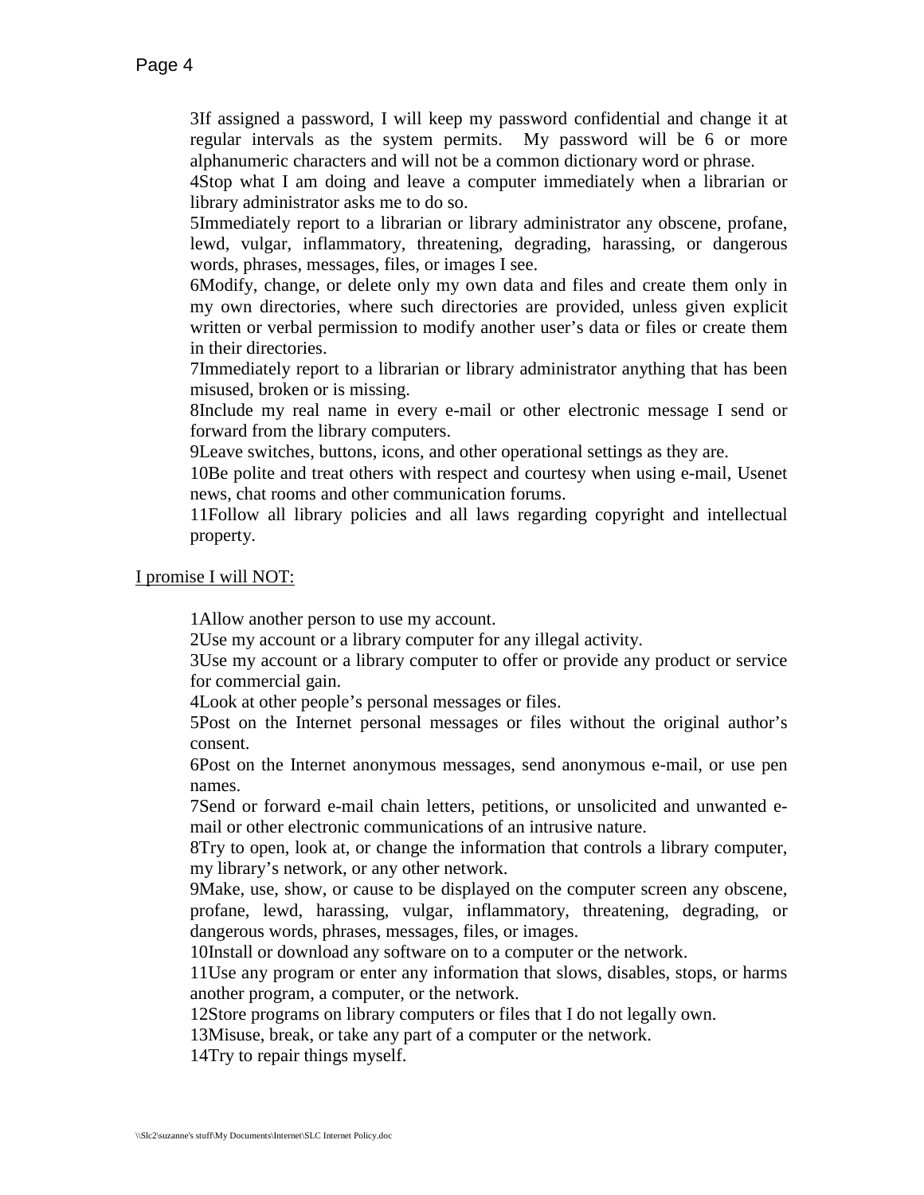3If assigned a password, I will keep my password confidential and change it at regular intervals as the system permits. My password will be 6 or more alphanumeric characters and will not be a common dictionary word or phrase.

4Stop what I am doing and leave a computer immediately when a librarian or library administrator asks me to do so.

5Immediately report to a librarian or library administrator any obscene, profane, lewd, vulgar, inflammatory, threatening, degrading, harassing, or dangerous words, phrases, messages, files, or images I see.

6Modify, change, or delete only my own data and files and create them only in my own directories, where such directories are provided, unless given explicit written or verbal permission to modify another user's data or files or create them in their directories.

7Immediately report to a librarian or library administrator anything that has been misused, broken or is missing.

8Include my real name in every e-mail or other electronic message I send or forward from the library computers.

9Leave switches, buttons, icons, and other operational settings as they are.

10Be polite and treat others with respect and courtesy when using e-mail, Usenet news, chat rooms and other communication forums.

11Follow all library policies and all laws regarding copyright and intellectual property.

<u>I promise I will NOT:</u>

1Allow another person to use my account.

2Use my account or a library computer for any illegal activity.

3Use my account or a library computer to offer or provide any product or service for commercial gain.

4Look at other people's personal messages or files.

5Post on the Internet personal messages or files without the original author's consent.

6Post on the Internet anonymous messages, send anonymous e-mail, or use pen names.

7Send or forward e-mail chain letters, petitions, or unsolicited and unwanted e-mail or other electronic communications of an intrusive nature.

8Try to open, look at, or change the information that controls a library computer, my library's network, or any other network.

9Make, use, show, or cause to be displayed on the computer screen any obscene, profane, lewd, harassing, vulgar, inflammatory, threatening, degrading, or dangerous words, phrases, messages, files, or images.

10Install or download any software on to a computer or the network.

11Use any program or enter any information that slows, disables, stops, or harms another program, a computer, or the network.

12Store programs on library computers or files that I do not legally own.

13Misuse, break, or take any part of a computer or the network.

14Try to repair things myself.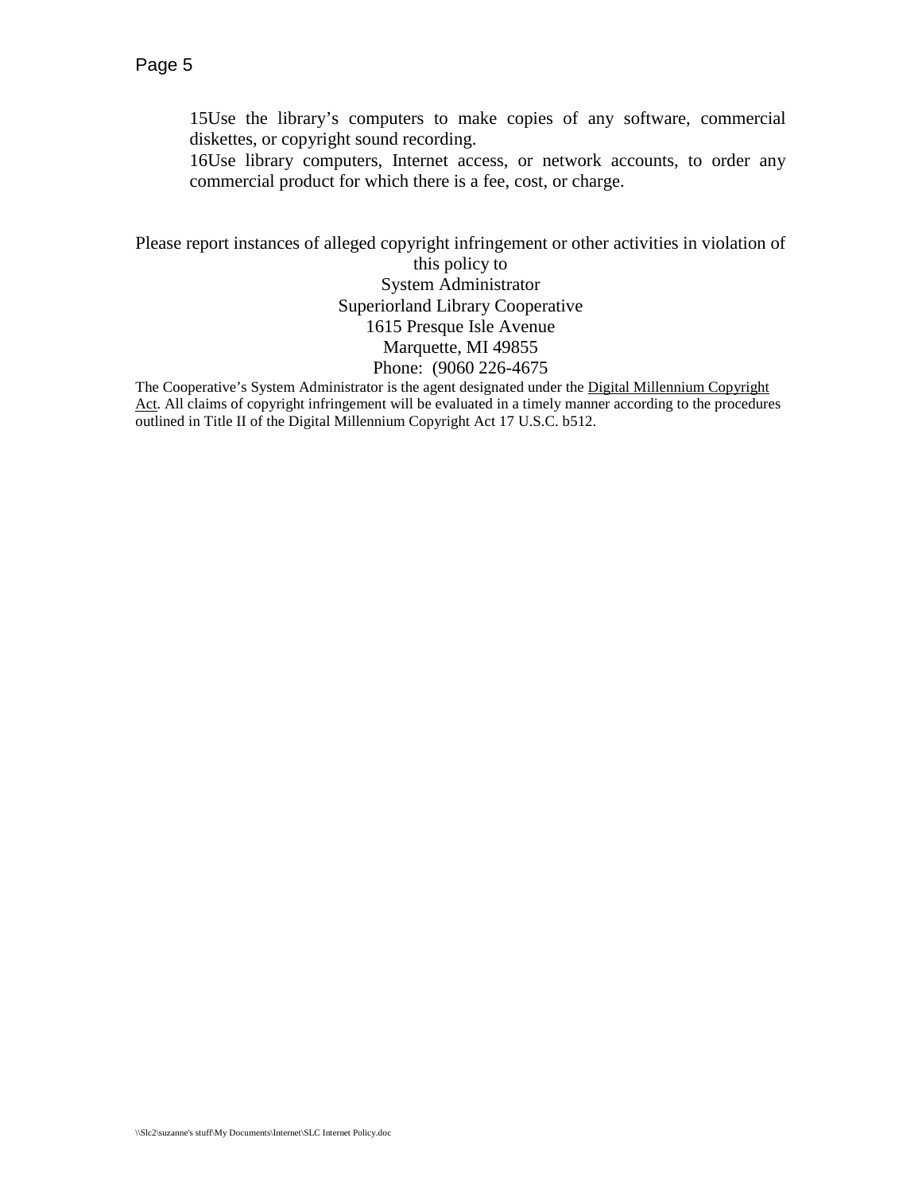15Use the library's computers to make copies of any software, commercial diskettes, or copyright sound recording.

16Use library computers, Internet access, or network accounts, to order any commercial product for which there is a fee, cost, or charge.

Please report instances of alleged copyright infringement or other activities in violation of this policy to

System Administrator
Superiorland Library Cooperative
1615 Presque Isle Avenue
Marquette, MI 49855
Phone: (9060 226-4675

The Cooperative's System Administrator is the agent designated under the Digital Millennium Copyright Act. All claims of copyright infringement will be evaluated in a timely manner according to the procedures outlined in Title II of the Digital Millennium Copyright Act 17 U.S.C. b512.

\\Slc2\suzanne's stuff\My Documents\Internet\SLC Internet Policy.doc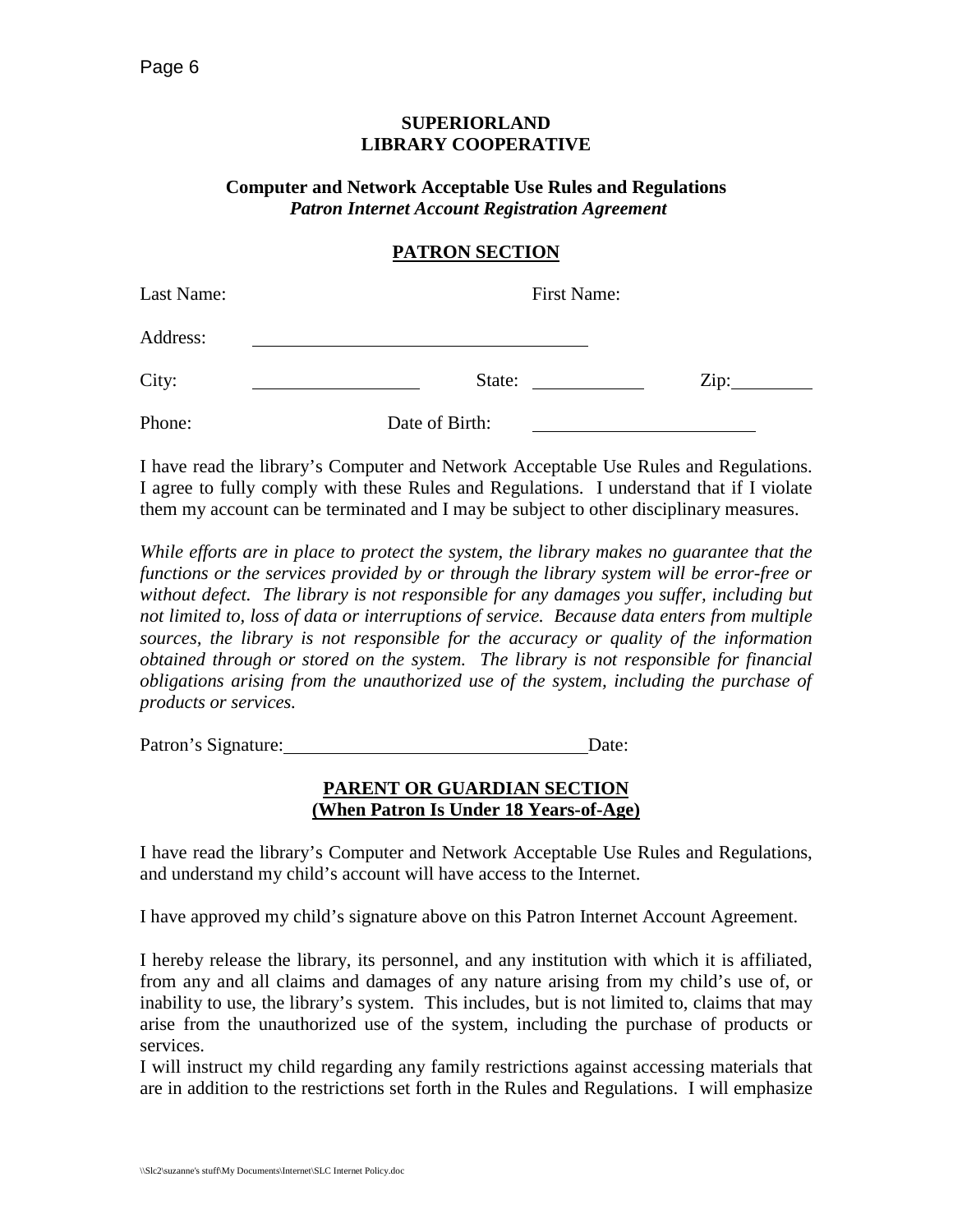**SUPERIORLAND**
**LIBRARY COOPERATIVE**

**Computer and Network Acceptable Use Rules and Regulations**
***Patron Internet Account Registration Agreement***

## PATRON SECTION

Last Name: First Name:

Address: \_\_\_\_\_\_\_\_\_\_\_\_\_\_\_\_\_\_\_\_\_\_\_\_\_\_\_\_\_\_\_\_\_\_\_\_

City: \_\_\_\_\_\_\_\_\_\_\_\_\_\_\_\_\_\_ State: \_\_\_\_\_\_\_\_\_\_\_\_ Zip: \_\_\_\_\_\_\_\_\_

Phone: Date of Birth: \_\_\_\_\_\_\_\_\_\_\_\_\_\_\_\_\_\_\_\_\_\_\_\_\_

I have read the library's Computer and Network Acceptable Use Rules and Regulations. I agree to fully comply with these Rules and Regulations. I understand that if I violate them my account can be terminated and I may be subject to other disciplinary measures.

*While efforts are in place to protect the system, the library makes no guarantee that the functions or the services provided by or through the library system will be error-free or without defect. The library is not responsible for any damages you suffer, including but not limited to, loss of data or interruptions of service. Because data enters from multiple sources, the library is not responsible for the accuracy or quality of the information obtained through or stored on the system. The library is not responsible for financial obligations arising from the unauthorized use of the system, including the purchase of products or services.*

Patron's Signature: \_\_\_\_\_\_\_\_\_\_\_\_\_\_\_\_\_\_\_\_\_\_\_\_\_\_\_\_\_\_\_\_ Date:

## PARENT OR GUARDIAN SECTION
## (When Patron Is Under 18 Years-of-Age)

I have read the library's Computer and Network Acceptable Use Rules and Regulations, and understand my child's account will have access to the Internet.

I have approved my child's signature above on this Patron Internet Account Agreement.

I hereby release the library, its personnel, and any institution with which it is affiliated, from any and all claims and damages of any nature arising from my child's use of, or inability to use, the library's system. This includes, but is not limited to, claims that may arise from the unauthorized use of the system, including the purchase of products or services.

I will instruct my child regarding any family restrictions against accessing materials that are in addition to the restrictions set forth in the Rules and Regulations. I will emphasize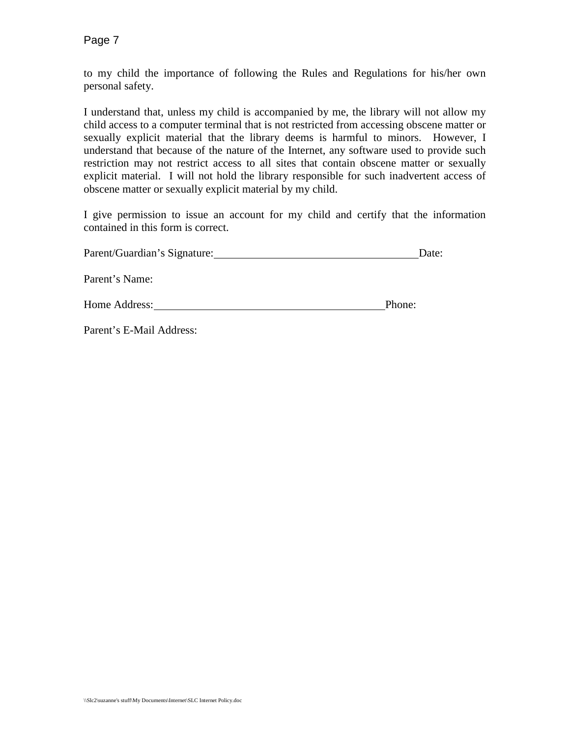to my child the importance of following the Rules and Regulations for his/her own personal safety.

I understand that, unless my child is accompanied by me, the library will not allow my child access to a computer terminal that is not restricted from accessing obscene matter or sexually explicit material that the library deems is harmful to minors. However, I understand that because of the nature of the Internet, any software used to provide such restriction may not restrict access to all sites that contain obscene matter or sexually explicit material. I will not hold the library responsible for such inadvertent access of obscene matter or sexually explicit material by my child.

I give permission to issue an account for my child and certify that the information contained in this form is correct.

Parent/Guardian's Signature:_____________________________________ Date:

Parent's Name:

Home Address:__________________________________________ Phone:

Parent's E-Mail Address:

\\Slc2\suzanne's stuff\My Documents\Internet\SLC Internet Policy.doc